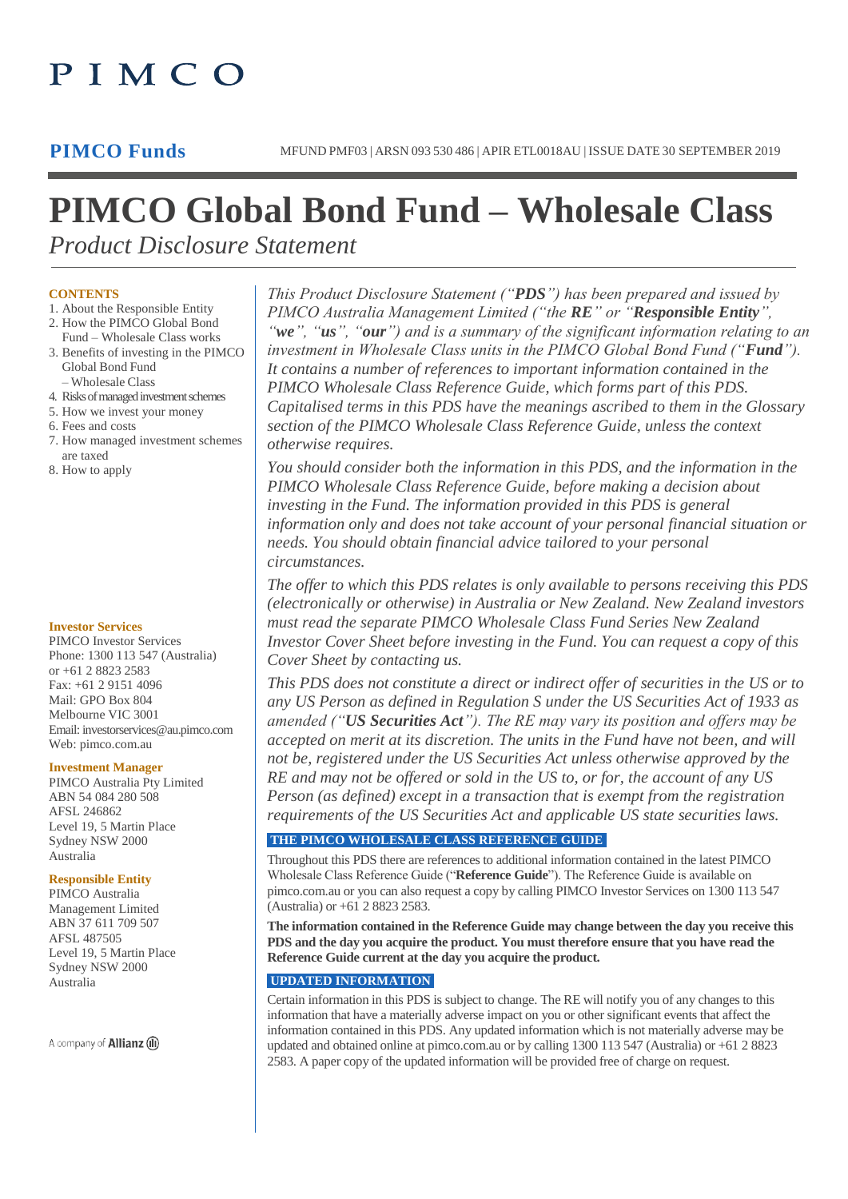PIMCO

**PIMCO Funds**

MFUND PMF03 | ARSN 093 530 486 | APIR ETL0018AU | ISSUE DATE 30 SEPTEMBER 2019

# PIMCO Global Bond Fund – Wholesale Class

*Product Disclosure Statement*

**CONTENTS**

1. About the Responsible Entity
2. How the PIMCO Global Bond Fund – Wholesale Class works
3. Benefits of investing in the PIMCO Global Bond Fund – Wholesale Class
4. Risks of managed investment schemes
5. How we invest your money
6. Fees and costs
7. How managed investment schemes are taxed
8. How to apply

**Investor Services**

PIMCO Investor Services
Phone: 1300 113 547 (Australia) or +61 2 8823 2583
Fax: +61 2 9151 4096
Mail: GPO Box 804
Melbourne VIC 3001
Email: investorservices@au.pimco.com
Web: pimco.com.au

**Investment Manager**

PIMCO Australia Pty Limited
ABN 54 084 280 508
AFSL 246862
Level 19, 5 Martin Place
Sydney NSW 2000
Australia

**Responsible Entity**

PIMCO Australia Management Limited
ABN 37 611 709 507
AFSL 487505
Level 19, 5 Martin Place
Sydney NSW 2000
Australia

A company of Allianz

*This Product Disclosure Statement ("**PDS**") has been prepared and issued by PIMCO Australia Management Limited ("the **RE**" or "**Responsible Entity**", "**we**", "**us**", "**our**") and is a summary of the significant information relating to an investment in Wholesale Class units in the PIMCO Global Bond Fund ("**Fund**"). It contains a number of references to important information contained in the PIMCO Wholesale Class Reference Guide, which forms part of this PDS. Capitalised terms in this PDS have the meanings ascribed to them in the Glossary section of the PIMCO Wholesale Class Reference Guide, unless the context otherwise requires.*

*You should consider both the information in this PDS, and the information in the PIMCO Wholesale Class Reference Guide, before making a decision about investing in the Fund. The information provided in this PDS is general information only and does not take account of your personal financial situation or needs. You should obtain financial advice tailored to your personal circumstances.*

*The offer to which this PDS relates is only available to persons receiving this PDS (electronically or otherwise) in Australia or New Zealand. New Zealand investors must read the separate PIMCO Wholesale Class Fund Series New Zealand Investor Cover Sheet before investing in the Fund. You can request a copy of this Cover Sheet by contacting us.*

*This PDS does not constitute a direct or indirect offer of securities in the US or to any US Person as defined in Regulation S under the US Securities Act of 1933 as amended ("**US Securities Act**"). The RE may vary its position and offers may be accepted on merit at its discretion. The units in the Fund have not been, and will not be, registered under the US Securities Act unless otherwise approved by the RE and may not be offered or sold in the US to, or for, the account of any US Person (as defined) except in a transaction that is exempt from the registration requirements of the US Securities Act and applicable US state securities laws.*

## THE PIMCO WHOLESALE CLASS REFERENCE GUIDE

Throughout this PDS there are references to additional information contained in the latest PIMCO Wholesale Class Reference Guide ("**Reference Guide**"). The Reference Guide is available on pimco.com.au or you can also request a copy by calling PIMCO Investor Services on 1300 113 547 (Australia) or +61 2 8823 2583.

**The information contained in the Reference Guide may change between the day you receive this PDS and the day you acquire the product. You must therefore ensure that you have read the Reference Guide current at the day you acquire the product.**

## UPDATED INFORMATION

Certain information in this PDS is subject to change. The RE will notify you of any changes to this information that have a materially adverse impact on you or other significant events that affect the information contained in this PDS. Any updated information which is not materially adverse may be updated and obtained online at pimco.com.au or by calling 1300 113 547 (Australia) or +61 2 8823 2583. A paper copy of the updated information will be provided free of charge on request.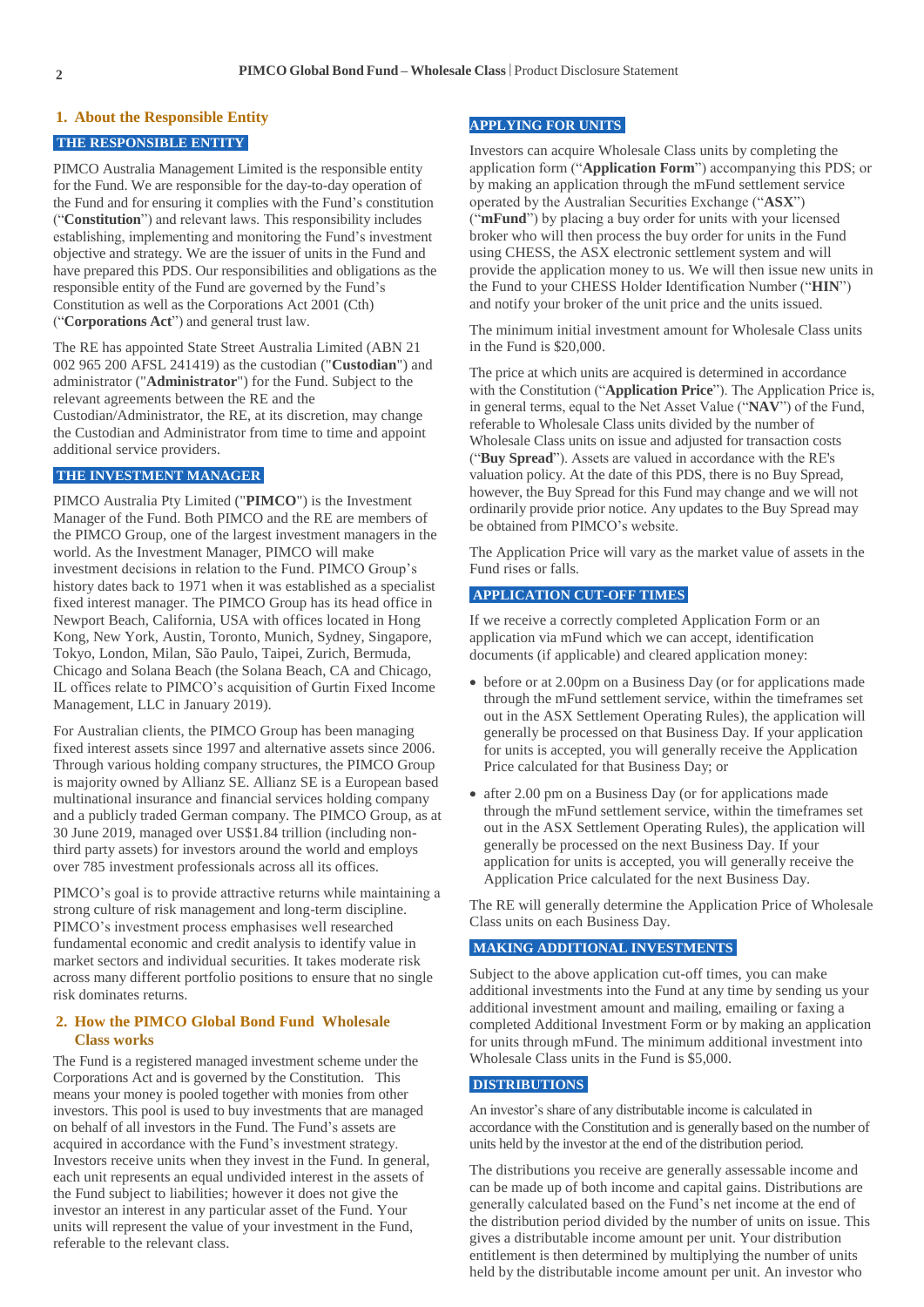## 1. About the Responsible Entity

### THE RESPONSIBLE ENTITY

PIMCO Australia Management Limited is the responsible entity for the Fund. We are responsible for the day-to-day operation of the Fund and for ensuring it complies with the Fund's constitution ("**Constitution**") and relevant laws. This responsibility includes establishing, implementing and monitoring the Fund's investment objective and strategy. We are the issuer of units in the Fund and have prepared this PDS. Our responsibilities and obligations as the responsible entity of the Fund are governed by the Fund's Constitution as well as the Corporations Act 2001 (Cth) ("**Corporations Act**") and general trust law.

The RE has appointed State Street Australia Limited (ABN 21 002 965 200 AFSL 241419) as the custodian ("**Custodian**") and administrator ("**Administrator**") for the Fund. Subject to the relevant agreements between the RE and the Custodian/Administrator, the RE, at its discretion, may change the Custodian and Administrator from time to time and appoint additional service providers.

### THE INVESTMENT MANAGER

PIMCO Australia Pty Limited ("**PIMCO**") is the Investment Manager of the Fund. Both PIMCO and the RE are members of the PIMCO Group, one of the largest investment managers in the world. As the Investment Manager, PIMCO will make investment decisions in relation to the Fund. PIMCO Group's history dates back to 1971 when it was established as a specialist fixed interest manager. The PIMCO Group has its head office in Newport Beach, California, USA with offices located in Hong Kong, New York, Austin, Toronto, Munich, Sydney, Singapore, Tokyo, London, Milan, São Paulo, Taipei, Zurich, Bermuda, Chicago and Solana Beach (the Solana Beach, CA and Chicago, IL offices relate to PIMCO's acquisition of Gurtin Fixed Income Management, LLC in January 2019).

For Australian clients, the PIMCO Group has been managing fixed interest assets since 1997 and alternative assets since 2006. Through various holding company structures, the PIMCO Group is majority owned by Allianz SE. Allianz SE is a European based multinational insurance and financial services holding company and a publicly traded German company. The PIMCO Group, as at 30 June 2019, managed over US$1.84 trillion (including non-third party assets) for investors around the world and employs over 785 investment professionals across all its offices.

PIMCO's goal is to provide attractive returns while maintaining a strong culture of risk management and long-term discipline. PIMCO's investment process emphasises well researched fundamental economic and credit analysis to identify value in market sectors and individual securities. It takes moderate risk across many different portfolio positions to ensure that no single risk dominates returns.

## 2. How the PIMCO Global Bond Fund Wholesale Class works

The Fund is a registered managed investment scheme under the Corporations Act and is governed by the Constitution. This means your money is pooled together with monies from other investors. This pool is used to buy investments that are managed on behalf of all investors in the Fund. The Fund's assets are acquired in accordance with the Fund's investment strategy. Investors receive units when they invest in the Fund. In general, each unit represents an equal undivided interest in the assets of the Fund subject to liabilities; however it does not give the investor an interest in any particular asset of the Fund. Your units will represent the value of your investment in the Fund, referable to the relevant class.

### APPLYING FOR UNITS

Investors can acquire Wholesale Class units by completing the application form ("**Application Form**") accompanying this PDS; or by making an application through the mFund settlement service operated by the Australian Securities Exchange ("**ASX**") ("**mFund**") by placing a buy order for units with your licensed broker who will then process the buy order for units in the Fund using CHESS, the ASX electronic settlement system and will provide the application money to us. We will then issue new units in the Fund to your CHESS Holder Identification Number ("**HIN**") and notify your broker of the unit price and the units issued.

The minimum initial investment amount for Wholesale Class units in the Fund is $20,000.

The price at which units are acquired is determined in accordance with the Constitution ("**Application Price**"). The Application Price is, in general terms, equal to the Net Asset Value ("**NAV**") of the Fund, referable to Wholesale Class units divided by the number of Wholesale Class units on issue and adjusted for transaction costs ("**Buy Spread**"). Assets are valued in accordance with the RE's valuation policy. At the date of this PDS, there is no Buy Spread, however, the Buy Spread for this Fund may change and we will not ordinarily provide prior notice. Any updates to the Buy Spread may be obtained from PIMCO's website.

The Application Price will vary as the market value of assets in the Fund rises or falls.

### APPLICATION CUT-OFF TIMES

If we receive a correctly completed Application Form or an application via mFund which we can accept, identification documents (if applicable) and cleared application money:

- before or at 2.00pm on a Business Day (or for applications made through the mFund settlement service, within the timeframes set out in the ASX Settlement Operating Rules), the application will generally be processed on that Business Day. If your application for units is accepted, you will generally receive the Application Price calculated for that Business Day; or
- after 2.00 pm on a Business Day (or for applications made through the mFund settlement service, within the timeframes set out in the ASX Settlement Operating Rules), the application will generally be processed on the next Business Day. If your application for units is accepted, you will generally receive the Application Price calculated for the next Business Day.

The RE will generally determine the Application Price of Wholesale Class units on each Business Day.

### MAKING ADDITIONAL INVESTMENTS

Subject to the above application cut-off times, you can make additional investments into the Fund at any time by sending us your additional investment amount and mailing, emailing or faxing a completed Additional Investment Form or by making an application for units through mFund. The minimum additional investment into Wholesale Class units in the Fund is $5,000.

### DISTRIBUTIONS

An investor's share of any distributable income is calculated in accordance with the Constitution and is generally based on the number of units held by the investor at the end of the distribution period.

The distributions you receive are generally assessable income and can be made up of both income and capital gains. Distributions are generally calculated based on the Fund's net income at the end of the distribution period divided by the number of units on issue. This gives a distributable income amount per unit. Your distribution entitlement is then determined by multiplying the number of units held by the distributable income amount per unit. An investor who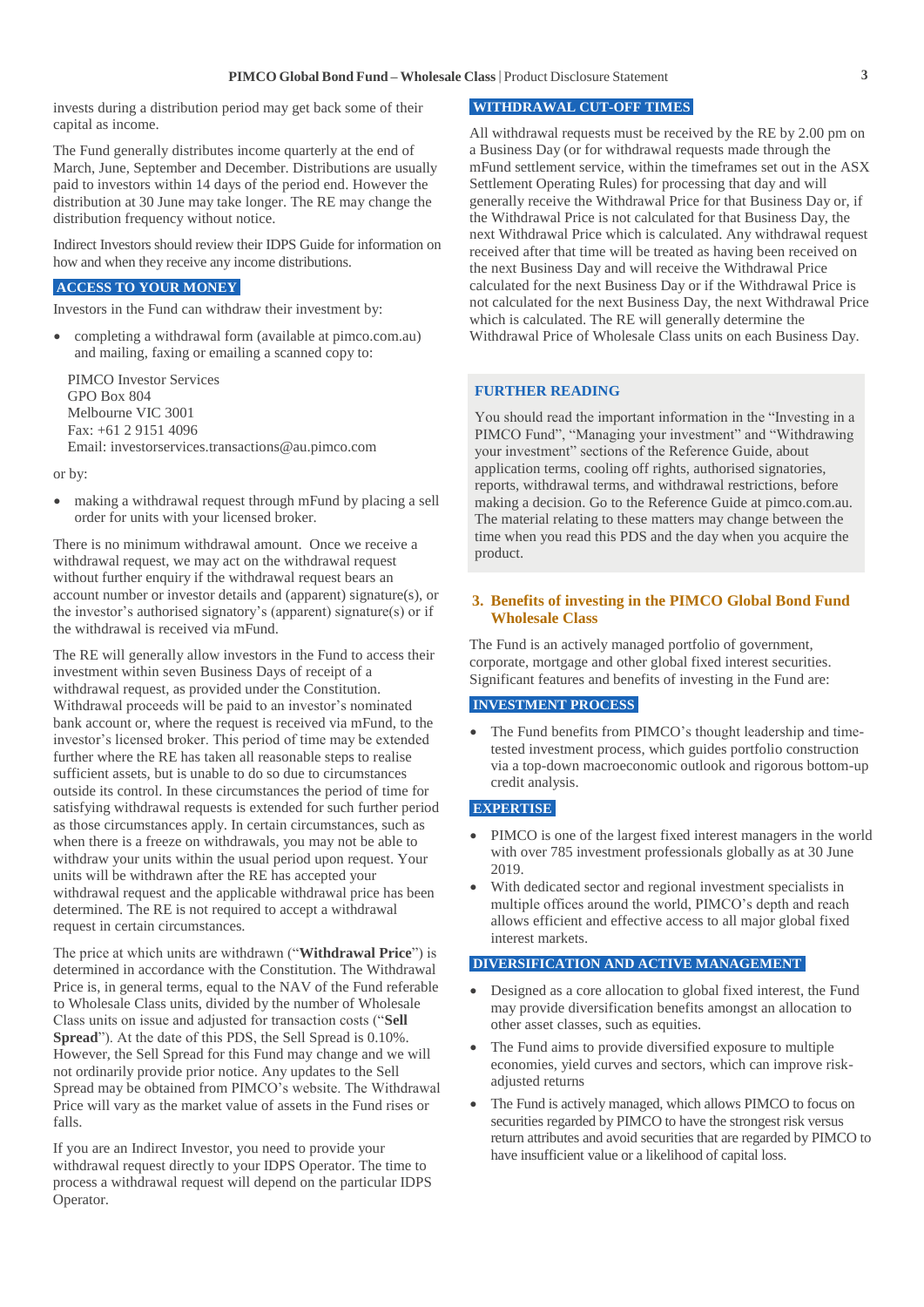invests during a distribution period may get back some of their capital as income.

The Fund generally distributes income quarterly at the end of March, June, September and December. Distributions are usually paid to investors within 14 days of the period end. However the distribution at 30 June may take longer. The RE may change the distribution frequency without notice.

Indirect Investors should review their IDPS Guide for information on how and when they receive any income distributions.

### ACCESS TO YOUR MONEY

Investors in the Fund can withdraw their investment by:

- completing a withdrawal form (available at pimco.com.au) and mailing, faxing or emailing a scanned copy to:

  PIMCO Investor Services
  GPO Box 804
  Melbourne VIC 3001
  Fax: +61 2 9151 4096
  Email: investorservices.transactions@au.pimco.com

or by:

- making a withdrawal request through mFund by placing a sell order for units with your licensed broker.

There is no minimum withdrawal amount. Once we receive a withdrawal request, we may act on the withdrawal request without further enquiry if the withdrawal request bears an account number or investor details and (apparent) signature(s), or the investor's authorised signatory's (apparent) signature(s) or if the withdrawal is received via mFund.

The RE will generally allow investors in the Fund to access their investment within seven Business Days of receipt of a withdrawal request, as provided under the Constitution. Withdrawal proceeds will be paid to an investor's nominated bank account or, where the request is received via mFund, to the investor's licensed broker. This period of time may be extended further where the RE has taken all reasonable steps to realise sufficient assets, but is unable to do so due to circumstances outside its control. In these circumstances the period of time for satisfying withdrawal requests is extended for such further period as those circumstances apply. In certain circumstances, such as when there is a freeze on withdrawals, you may not be able to withdraw your units within the usual period upon request. Your units will be withdrawn after the RE has accepted your withdrawal request and the applicable withdrawal price has been determined. The RE is not required to accept a withdrawal request in certain circumstances.

The price at which units are withdrawn ("**Withdrawal Price**") is determined in accordance with the Constitution. The Withdrawal Price is, in general terms, equal to the NAV of the Fund referable to Wholesale Class units, divided by the number of Wholesale Class units on issue and adjusted for transaction costs ("**Sell Spread**"). At the date of this PDS, the Sell Spread is 0.10%. However, the Sell Spread for this Fund may change and we will not ordinarily provide prior notice. Any updates to the Sell Spread may be obtained from PIMCO's website. The Withdrawal Price will vary as the market value of assets in the Fund rises or falls.

If you are an Indirect Investor, you need to provide your withdrawal request directly to your IDPS Operator. The time to process a withdrawal request will depend on the particular IDPS Operator.

### WITHDRAWAL CUT-OFF TIMES

All withdrawal requests must be received by the RE by 2.00 pm on a Business Day (or for withdrawal requests made through the mFund settlement service, within the timeframes set out in the ASX Settlement Operating Rules) for processing that day and will generally receive the Withdrawal Price for that Business Day or, if the Withdrawal Price is not calculated for that Business Day, the next Withdrawal Price which is calculated. Any withdrawal request received after that time will be treated as having been received on the next Business Day and will receive the Withdrawal Price calculated for the next Business Day or if the Withdrawal Price is not calculated for the next Business Day, the next Withdrawal Price which is calculated. The RE will generally determine the Withdrawal Price of Wholesale Class units on each Business Day.

### FURTHER READING

You should read the important information in the "Investing in a PIMCO Fund", "Managing your investment" and "Withdrawing your investment" sections of the Reference Guide, about application terms, cooling off rights, authorised signatories, reports, withdrawal terms, and withdrawal restrictions, before making a decision. Go to the Reference Guide at pimco.com.au. The material relating to these matters may change between the time when you read this PDS and the day when you acquire the product.

## 3. Benefits of investing in the PIMCO Global Bond Fund Wholesale Class

The Fund is an actively managed portfolio of government, corporate, mortgage and other global fixed interest securities. Significant features and benefits of investing in the Fund are:

### INVESTMENT PROCESS

- The Fund benefits from PIMCO's thought leadership and time-tested investment process, which guides portfolio construction via a top-down macroeconomic outlook and rigorous bottom-up credit analysis.

### EXPERTISE

- PIMCO is one of the largest fixed interest managers in the world with over 785 investment professionals globally as at 30 June 2019.
- With dedicated sector and regional investment specialists in multiple offices around the world, PIMCO's depth and reach allows efficient and effective access to all major global fixed interest markets.

### DIVERSIFICATION AND ACTIVE MANAGEMENT

- Designed as a core allocation to global fixed interest, the Fund may provide diversification benefits amongst an allocation to other asset classes, such as equities.
- The Fund aims to provide diversified exposure to multiple economies, yield curves and sectors, which can improve risk-adjusted returns
- The Fund is actively managed, which allows PIMCO to focus on securities regarded by PIMCO to have the strongest risk versus return attributes and avoid securities that are regarded by PIMCO to have insufficient value or a likelihood of capital loss.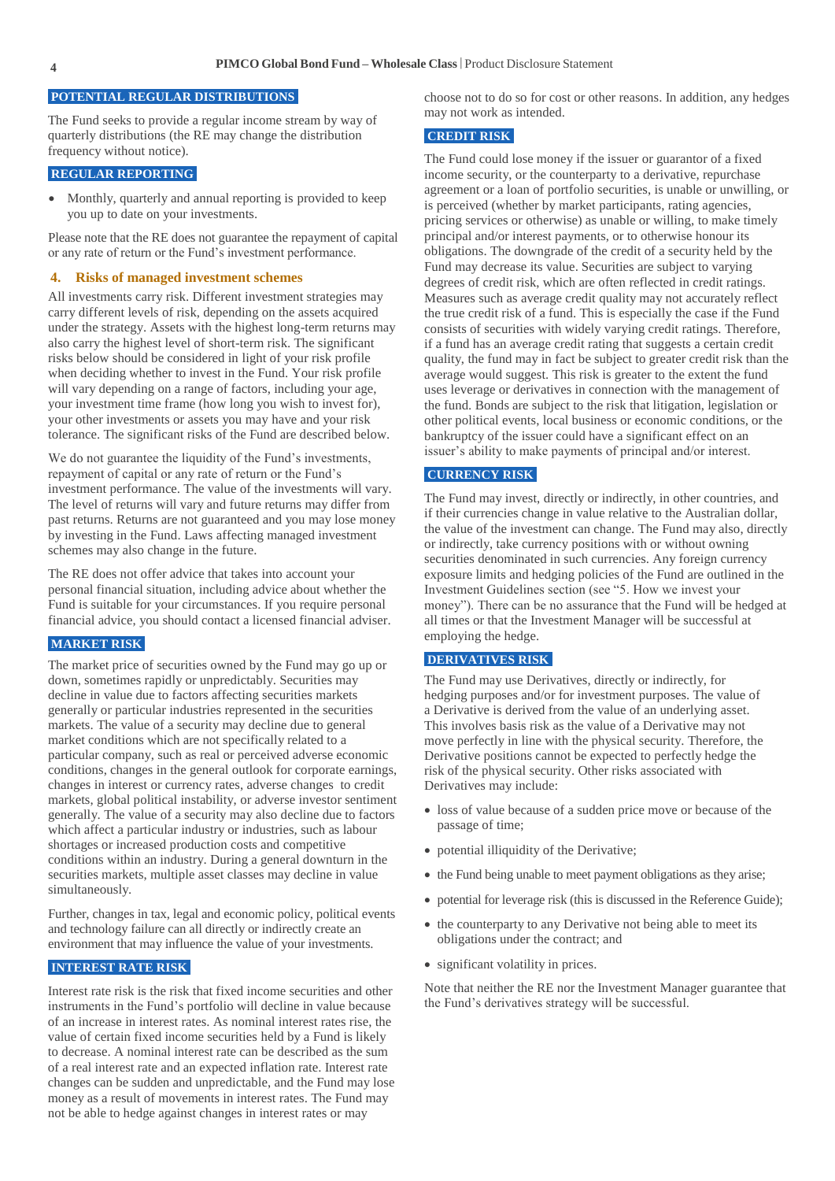## POTENTIAL REGULAR DISTRIBUTIONS

The Fund seeks to provide a regular income stream by way of quarterly distributions (the RE may change the distribution frequency without notice).

## REGULAR REPORTING

- Monthly, quarterly and annual reporting is provided to keep you up to date on your investments.

Please note that the RE does not guarantee the repayment of capital or any rate of return or the Fund's investment performance.

# 4. Risks of managed investment schemes

All investments carry risk. Different investment strategies may carry different levels of risk, depending on the assets acquired under the strategy. Assets with the highest long-term returns may also carry the highest level of short-term risk. The significant risks below should be considered in light of your risk profile when deciding whether to invest in the Fund. Your risk profile will vary depending on a range of factors, including your age, your investment time frame (how long you wish to invest for), your other investments or assets you may have and your risk tolerance. The significant risks of the Fund are described below.

We do not guarantee the liquidity of the Fund's investments, repayment of capital or any rate of return or the Fund's investment performance. The value of the investments will vary. The level of returns will vary and future returns may differ from past returns. Returns are not guaranteed and you may lose money by investing in the Fund. Laws affecting managed investment schemes may also change in the future.

The RE does not offer advice that takes into account your personal financial situation, including advice about whether the Fund is suitable for your circumstances. If you require personal financial advice, you should contact a licensed financial adviser.

## MARKET RISK

The market price of securities owned by the Fund may go up or down, sometimes rapidly or unpredictably. Securities may decline in value due to factors affecting securities markets generally or particular industries represented in the securities markets. The value of a security may decline due to general market conditions which are not specifically related to a particular company, such as real or perceived adverse economic conditions, changes in the general outlook for corporate earnings, changes in interest or currency rates, adverse changes to credit markets, global political instability, or adverse investor sentiment generally. The value of a security may also decline due to factors which affect a particular industry or industries, such as labour shortages or increased production costs and competitive conditions within an industry. During a general downturn in the securities markets, multiple asset classes may decline in value simultaneously.

Further, changes in tax, legal and economic policy, political events and technology failure can all directly or indirectly create an environment that may influence the value of your investments.

## INTEREST RATE RISK

Interest rate risk is the risk that fixed income securities and other instruments in the Fund's portfolio will decline in value because of an increase in interest rates. As nominal interest rates rise, the value of certain fixed income securities held by a Fund is likely to decrease. A nominal interest rate can be described as the sum of a real interest rate and an expected inflation rate. Interest rate changes can be sudden and unpredictable, and the Fund may lose money as a result of movements in interest rates. The Fund may not be able to hedge against changes in interest rates or may choose not to do so for cost or other reasons. In addition, any hedges may not work as intended.

## CREDIT RISK

The Fund could lose money if the issuer or guarantor of a fixed income security, or the counterparty to a derivative, repurchase agreement or a loan of portfolio securities, is unable or unwilling, or is perceived (whether by market participants, rating agencies, pricing services or otherwise) as unable or willing, to make timely principal and/or interest payments, or to otherwise honour its obligations. The downgrade of the credit of a security held by the Fund may decrease its value. Securities are subject to varying degrees of credit risk, which are often reflected in credit ratings. Measures such as average credit quality may not accurately reflect the true credit risk of a fund. This is especially the case if the Fund consists of securities with widely varying credit ratings. Therefore, if a fund has an average credit rating that suggests a certain credit quality, the fund may in fact be subject to greater credit risk than the average would suggest. This risk is greater to the extent the fund uses leverage or derivatives in connection with the management of the fund. Bonds are subject to the risk that litigation, legislation or other political events, local business or economic conditions, or the bankruptcy of the issuer could have a significant effect on an issuer's ability to make payments of principal and/or interest.

## CURRENCY RISK

The Fund may invest, directly or indirectly, in other countries, and if their currencies change in value relative to the Australian dollar, the value of the investment can change. The Fund may also, directly or indirectly, take currency positions with or without owning securities denominated in such currencies. Any foreign currency exposure limits and hedging policies of the Fund are outlined in the Investment Guidelines section (see "5. How we invest your money"). There can be no assurance that the Fund will be hedged at all times or that the Investment Manager will be successful at employing the hedge.

## DERIVATIVES RISK

The Fund may use Derivatives, directly or indirectly, for hedging purposes and/or for investment purposes. The value of a Derivative is derived from the value of an underlying asset. This involves basis risk as the value of a Derivative may not move perfectly in line with the physical security. Therefore, the Derivative positions cannot be expected to perfectly hedge the risk of the physical security. Other risks associated with Derivatives may include:

- loss of value because of a sudden price move or because of the passage of time;
- potential illiquidity of the Derivative;
- the Fund being unable to meet payment obligations as they arise;
- potential for leverage risk (this is discussed in the Reference Guide);
- the counterparty to any Derivative not being able to meet its obligations under the contract; and
- significant volatility in prices.

Note that neither the RE nor the Investment Manager guarantee that the Fund's derivatives strategy will be successful.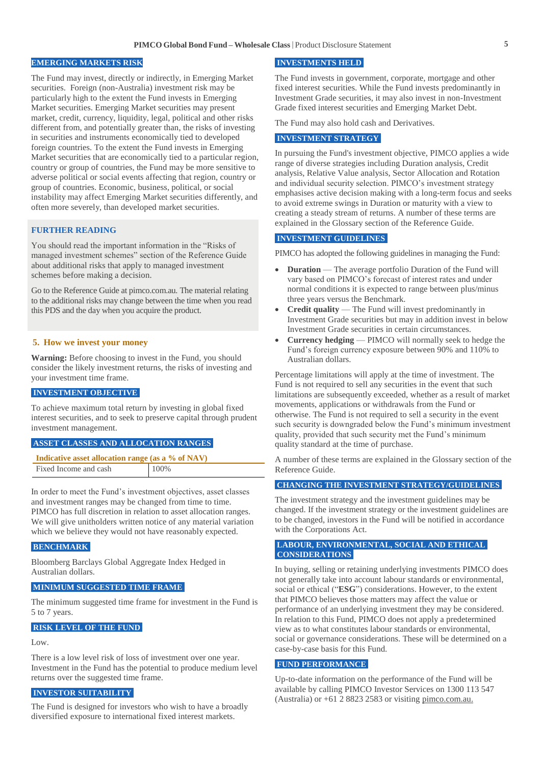### EMERGING MARKETS RISK

The Fund may invest, directly or indirectly, in Emerging Market securities. Foreign (non-Australia) investment risk may be particularly high to the extent the Fund invests in Emerging Market securities. Emerging Market securities may present market, credit, currency, liquidity, legal, political and other risks different from, and potentially greater than, the risks of investing in securities and instruments economically tied to developed foreign countries. To the extent the Fund invests in Emerging Market securities that are economically tied to a particular region, country or group of countries, the Fund may be more sensitive to adverse political or social events affecting that region, country or group of countries. Economic, business, political, or social instability may affect Emerging Market securities differently, and often more severely, than developed market securities.

### FURTHER READING

You should read the important information in the "Risks of managed investment schemes" section of the Reference Guide about additional risks that apply to managed investment schemes before making a decision.

Go to the Reference Guide at pimco.com.au. The material relating to the additional risks may change between the time when you read this PDS and the day when you acquire the product.

## 5. How we invest your money

**Warning:** Before choosing to invest in the Fund, you should consider the likely investment returns, the risks of investing and your investment time frame.

### INVESTMENT OBJECTIVE

To achieve maximum total return by investing in global fixed interest securities, and to seek to preserve capital through prudent investment management.

### ASSET CLASSES AND ALLOCATION RANGES

| Indicative asset allocation range (as a % of NAV) | |
|---|---|
| Fixed Income and cash | 100% |

In order to meet the Fund's investment objectives, asset classes and investment ranges may be changed from time to time. PIMCO has full discretion in relation to asset allocation ranges. We will give unitholders written notice of any material variation which we believe they would not have reasonably expected.

### BENCHMARK

Bloomberg Barclays Global Aggregate Index Hedged in Australian dollars.

### MINIMUM SUGGESTED TIME FRAME

The minimum suggested time frame for investment in the Fund is 5 to 7 years.

### RISK LEVEL OF THE FUND

Low.

There is a low level risk of loss of investment over one year. Investment in the Fund has the potential to produce medium level returns over the suggested time frame.

### INVESTOR SUITABILITY

The Fund is designed for investors who wish to have a broadly diversified exposure to international fixed interest markets.

### INVESTMENTS HELD

The Fund invests in government, corporate, mortgage and other fixed interest securities. While the Fund invests predominantly in Investment Grade securities, it may also invest in non-Investment Grade fixed interest securities and Emerging Market Debt.

The Fund may also hold cash and Derivatives.

### INVESTMENT STRATEGY

In pursuing the Fund's investment objective, PIMCO applies a wide range of diverse strategies including Duration analysis, Credit analysis, Relative Value analysis, Sector Allocation and Rotation and individual security selection. PIMCO's investment strategy emphasises active decision making with a long-term focus and seeks to avoid extreme swings in Duration or maturity with a view to creating a steady stream of returns. A number of these terms are explained in the Glossary section of the Reference Guide.

### INVESTMENT GUIDELINES

PIMCO has adopted the following guidelines in managing the Fund:

- **Duration** — The average portfolio Duration of the Fund will vary based on PIMCO's forecast of interest rates and under normal conditions it is expected to range between plus/minus three years versus the Benchmark.
- **Credit quality** — The Fund will invest predominantly in Investment Grade securities but may in addition invest in below Investment Grade securities in certain circumstances.
- **Currency hedging** — PIMCO will normally seek to hedge the Fund's foreign currency exposure between 90% and 110% to Australian dollars.

Percentage limitations will apply at the time of investment. The Fund is not required to sell any securities in the event that such limitations are subsequently exceeded, whether as a result of market movements, applications or withdrawals from the Fund or otherwise. The Fund is not required to sell a security in the event such security is downgraded below the Fund's minimum investment quality, provided that such security met the Fund's minimum quality standard at the time of purchase.

A number of these terms are explained in the Glossary section of the Reference Guide.

### CHANGING THE INVESTMENT STRATEGY/GUIDELINES

The investment strategy and the investment guidelines may be changed. If the investment strategy or the investment guidelines are to be changed, investors in the Fund will be notified in accordance with the Corporations Act.

### LABOUR, ENVIRONMENTAL, SOCIAL AND ETHICAL CONSIDERATIONS

In buying, selling or retaining underlying investments PIMCO does not generally take into account labour standards or environmental, social or ethical ("**ESG**") considerations. However, to the extent that PIMCO believes those matters may affect the value or performance of an underlying investment they may be considered. In relation to this Fund, PIMCO does not apply a predetermined view as to what constitutes labour standards or environmental, social or governance considerations. These will be determined on a case-by-case basis for this Fund.

### FUND PERFORMANCE

Up-to-date information on the performance of the Fund will be available by calling PIMCO Investor Services on 1300 113 547 (Australia) or +61 2 8823 2583 or visiting pimco.com.au.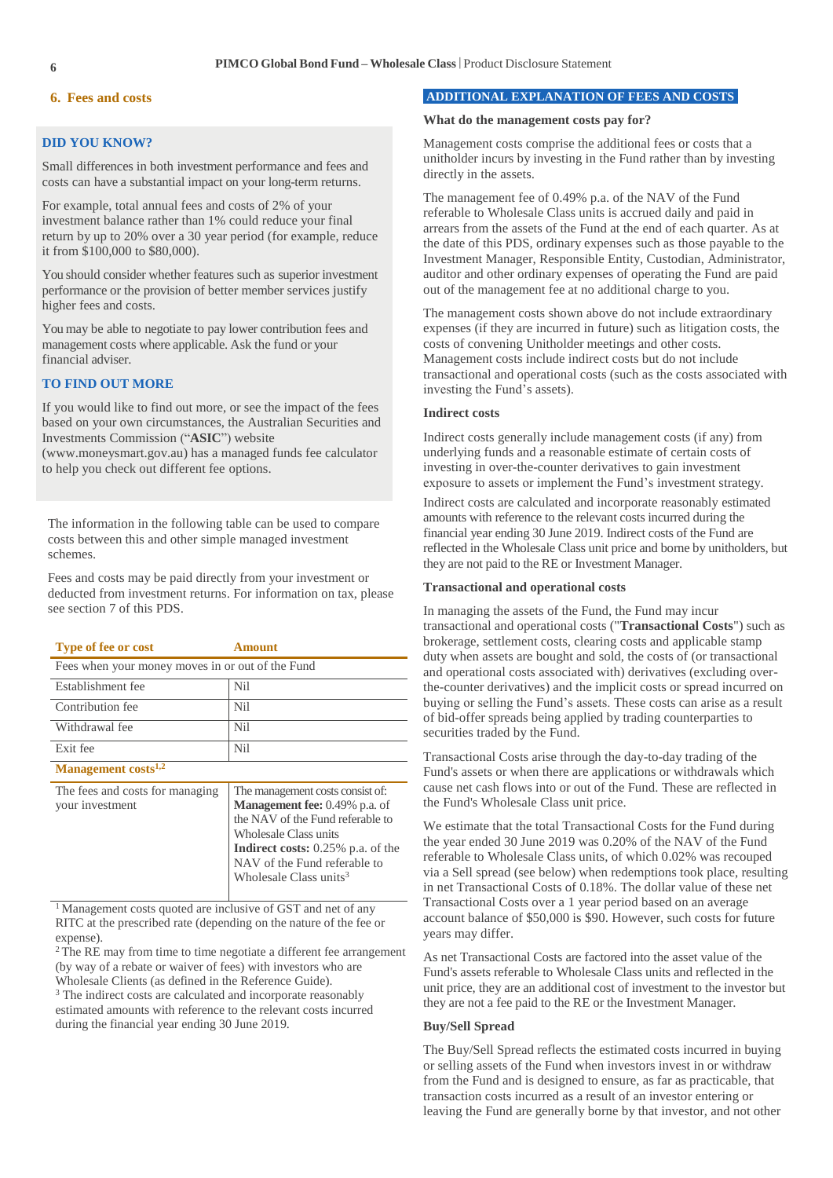## 6. Fees and costs

### DID YOU KNOW?

Small differences in both investment performance and fees and costs can have a substantial impact on your long-term returns.

For example, total annual fees and costs of 2% of your investment balance rather than 1% could reduce your final return by up to 20% over a 30 year period (for example, reduce it from $100,000 to $80,000).

You should consider whether features such as superior investment performance or the provision of better member services justify higher fees and costs.

You may be able to negotiate to pay lower contribution fees and management costs where applicable. Ask the fund or your financial adviser.

### TO FIND OUT MORE

If you would like to find out more, or see the impact of the fees based on your own circumstances, the Australian Securities and Investments Commission ("**ASIC**") website (www.moneysmart.gov.au) has a managed funds fee calculator to help you check out different fee options.

The information in the following table can be used to compare costs between this and other simple managed investment schemes.

Fees and costs may be paid directly from your investment or deducted from investment returns. For information on tax, please see section 7 of this PDS.

| Type of fee or cost | Amount |
|---|---|
| Fees when your money moves in or out of the Fund | |
| Establishment fee | Nil |
| Contribution fee | Nil |
| Withdrawal fee | Nil |
| Exit fee | Nil |
| **Management costs**[1,2] | |
| The fees and costs for managing your investment | The management costs consist of: **Management fee:** 0.49% p.a. of the NAV of the Fund referable to Wholesale Class units **Indirect costs:** 0.25% p.a. of the NAV of the Fund referable to Wholesale Class units[3] |

[1] Management costs quoted are inclusive of GST and net of any RITC at the prescribed rate (depending on the nature of the fee or expense).
[2] The RE may from time to time negotiate a different fee arrangement (by way of a rebate or waiver of fees) with investors who are Wholesale Clients (as defined in the Reference Guide).
[3] The indirect costs are calculated and incorporate reasonably estimated amounts with reference to the relevant costs incurred during the financial year ending 30 June 2019.

### ADDITIONAL EXPLANATION OF FEES AND COSTS

**What do the management costs pay for?**

Management costs comprise the additional fees or costs that a unitholder incurs by investing in the Fund rather than by investing directly in the assets.

The management fee of 0.49% p.a. of the NAV of the Fund referable to Wholesale Class units is accrued daily and paid in arrears from the assets of the Fund at the end of each quarter. As at the date of this PDS, ordinary expenses such as those payable to the Investment Manager, Responsible Entity, Custodian, Administrator, auditor and other ordinary expenses of operating the Fund are paid out of the management fee at no additional charge to you.

The management costs shown above do not include extraordinary expenses (if they are incurred in future) such as litigation costs, the costs of convening Unitholder meetings and other costs. Management costs include indirect costs but do not include transactional and operational costs (such as the costs associated with investing the Fund's assets).

**Indirect costs**

Indirect costs generally include management costs (if any) from underlying funds and a reasonable estimate of certain costs of investing in over-the-counter derivatives to gain investment exposure to assets or implement the Fund's investment strategy.

Indirect costs are calculated and incorporate reasonably estimated amounts with reference to the relevant costs incurred during the financial year ending 30 June 2019. Indirect costs of the Fund are reflected in the Wholesale Class unit price and borne by unitholders, but they are not paid to the RE or Investment Manager.

**Transactional and operational costs**

In managing the assets of the Fund, the Fund may incur transactional and operational costs ("**Transactional Costs**") such as brokerage, settlement costs, clearing costs and applicable stamp duty when assets are bought and sold, the costs of (or transactional and operational costs associated with) derivatives (excluding over-the-counter derivatives) and the implicit costs or spread incurred on buying or selling the Fund's assets. These costs can arise as a result of bid-offer spreads being applied by trading counterparties to securities traded by the Fund.

Transactional Costs arise through the day-to-day trading of the Fund's assets or when there are applications or withdrawals which cause net cash flows into or out of the Fund. These are reflected in the Fund's Wholesale Class unit price.

We estimate that the total Transactional Costs for the Fund during the year ended 30 June 2019 was 0.20% of the NAV of the Fund referable to Wholesale Class units, of which 0.02% was recouped via a Sell spread (see below) when redemptions took place, resulting in net Transactional Costs of 0.18%. The dollar value of these net Transactional Costs over a 1 year period based on an average account balance of $50,000 is $90. However, such costs for future years may differ.

As net Transactional Costs are factored into the asset value of the Fund's assets referable to Wholesale Class units and reflected in the unit price, they are an additional cost of investment to the investor but they are not a fee paid to the RE or the Investment Manager.

**Buy/Sell Spread**

The Buy/Sell Spread reflects the estimated costs incurred in buying or selling assets of the Fund when investors invest in or withdraw from the Fund and is designed to ensure, as far as practicable, that transaction costs incurred as a result of an investor entering or leaving the Fund are generally borne by that investor, and not other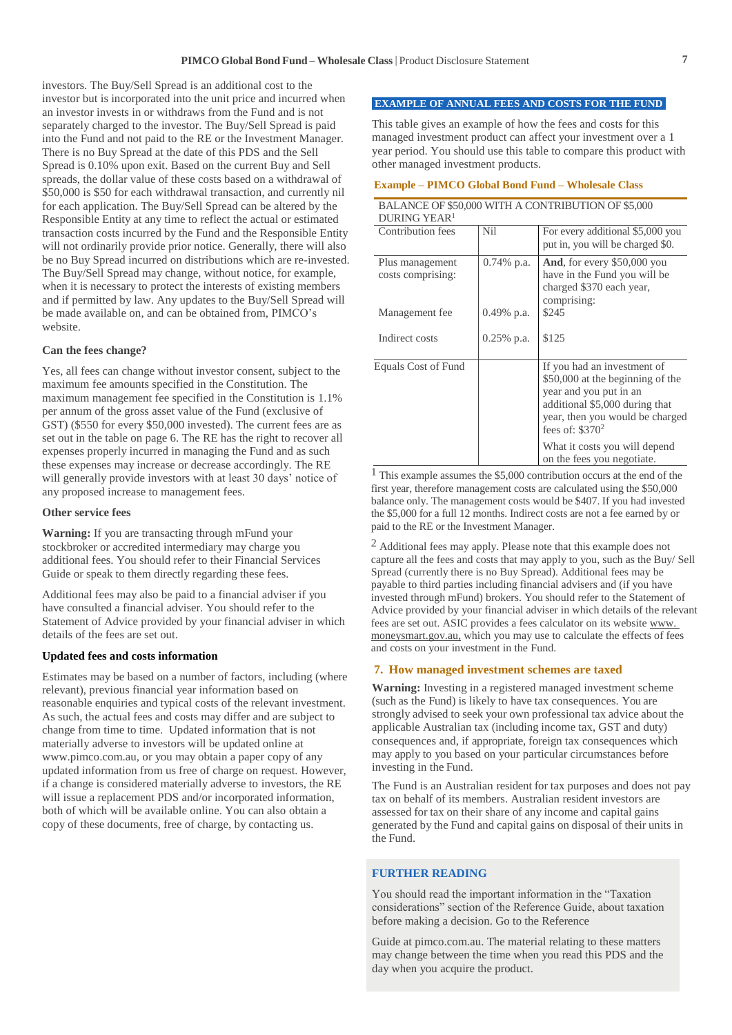investors. The Buy/Sell Spread is an additional cost to the investor but is incorporated into the unit price and incurred when an investor invests in or withdraws from the Fund and is not separately charged to the investor. The Buy/Sell Spread is paid into the Fund and not paid to the RE or the Investment Manager. There is no Buy Spread at the date of this PDS and the Sell Spread is 0.10% upon exit. Based on the current Buy and Sell spreads, the dollar value of these costs based on a withdrawal of $50,000 is $50 for each withdrawal transaction, and currently nil for each application. The Buy/Sell Spread can be altered by the Responsible Entity at any time to reflect the actual or estimated transaction costs incurred by the Fund and the Responsible Entity will not ordinarily provide prior notice. Generally, there will also be no Buy Spread incurred on distributions which are re-invested. The Buy/Sell Spread may change, without notice, for example, when it is necessary to protect the interests of existing members and if permitted by law. Any updates to the Buy/Sell Spread will be made available on, and can be obtained from, PIMCO's website.

**Can the fees change?**

Yes, all fees can change without investor consent, subject to the maximum fee amounts specified in the Constitution. The maximum management fee specified in the Constitution is 1.1% per annum of the gross asset value of the Fund (exclusive of GST) ($550 for every $50,000 invested). The current fees are as set out in the table on page 6. The RE has the right to recover all expenses properly incurred in managing the Fund and as such these expenses may increase or decrease accordingly. The RE will generally provide investors with at least 30 days' notice of any proposed increase to management fees.

**Other service fees**

**Warning:** If you are transacting through mFund your stockbroker or accredited intermediary may charge you additional fees. You should refer to their Financial Services Guide or speak to them directly regarding these fees.

Additional fees may also be paid to a financial adviser if you have consulted a financial adviser. You should refer to the Statement of Advice provided by your financial adviser in which details of the fees are set out.

**Updated fees and costs information**

Estimates may be based on a number of factors, including (where relevant), previous financial year information based on reasonable enquiries and typical costs of the relevant investments. As such, the actual fees and costs may differ and are subject to change from time to time. Updated information that is not materially adverse to investors will be updated online at www.pimco.com.au, or you may obtain a paper copy of any updated information from us free of charge on request. However, if a change is considered materially adverse to investors, the RE will issue a replacement PDS and/or incorporated information, both of which will be available online. You can also obtain a copy of these documents, free of charge, by contacting us.

## EXAMPLE OF ANNUAL FEES AND COSTS FOR THE FUND

This table gives an example of how the fees and costs for this managed investment product can affect your investment over a 1 year period. You should use this table to compare this product with other managed investment products.

### Example – PIMCO Global Bond Fund – Wholesale Class

| BALANCE OF $50,000 WITH A CONTRIBUTION OF $5,000 DURING YEAR[1] | | |
|---|---|---|
| Contribution fees | Nil | For every additional $5,000 you put in, you will be charged $0. |
| Plus management costs comprising: | 0.74% p.a. | **And**, for every $50,000 you have in the Fund you will be charged $370 each year, comprising: |
| Management fee | 0.49% p.a. | $245 |
| Indirect costs | 0.25% p.a. | $125 |
| Equals Cost of Fund | | If you had an investment of $50,000 at the beginning of the year and you put in an additional $5,000 during that year, then you would be charged fees of: $370[2]<br><br>What it costs you will depend on the fees you negotiate. |

[1] This example assumes the $5,000 contribution occurs at the end of the first year, therefore management costs are calculated using the $50,000 balance only. The management costs would be $407. If you had invested the $5,000 for a full 12 months. Indirect costs are not a fee earned by or paid to the RE or the Investment Manager.

[2] Additional fees may apply. Please note that this example does not capture all the fees and costs that may apply to you, such as the Buy/ Sell Spread (currently there is no Buy Spread). Additional fees may be payable to third parties including financial advisers and (if you have invested through mFund) brokers. You should refer to the Statement of Advice provided by your financial adviser in which details of the relevant fees are set out. ASIC provides a fees calculator on its website www.moneysmart.gov.au, which you may use to calculate the effects of fees and costs on your investment in the Fund.

## 7. How managed investment schemes are taxed

**Warning:** Investing in a registered managed investment scheme (such as the Fund) is likely to have tax consequences. You are strongly advised to seek your own professional tax advice about the applicable Australian tax (including income tax, GST and duty) consequences and, if appropriate, foreign tax consequences which may apply to you based on your particular circumstances before investing in the Fund.

The Fund is an Australian resident for tax purposes and does not pay tax on behalf of its members. Australian resident investors are assessed for tax on their share of any income and capital gains generated by the Fund and capital gains on disposal of their units in the Fund.

### FURTHER READING

You should read the important information in the "Taxation considerations" section of the Reference Guide, about taxation before making a decision. Go to the Reference

Guide at pimco.com.au. The material relating to these matters may change between the time when you read this PDS and the day when you acquire the product.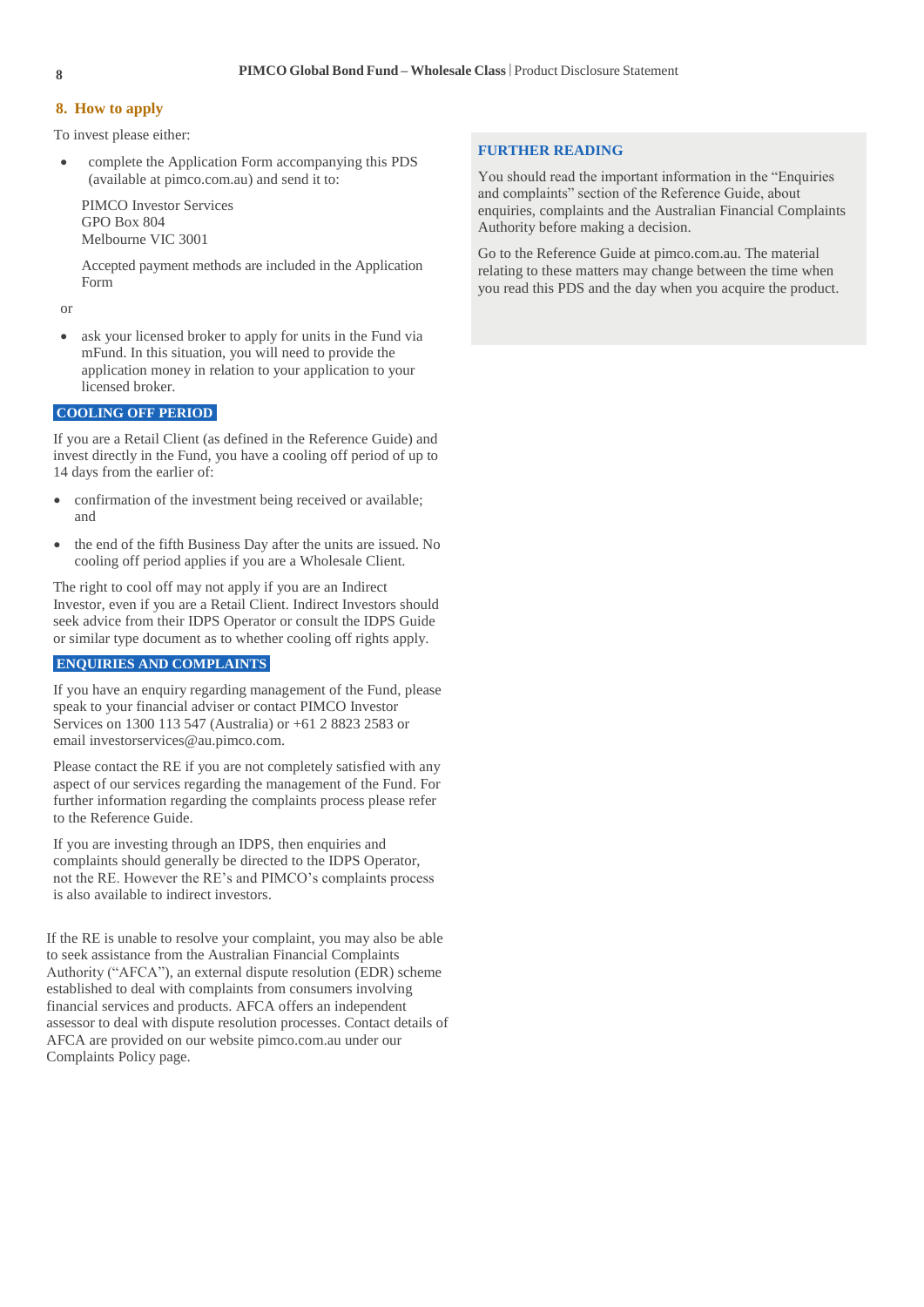## 8. How to apply

To invest please either:

- complete the Application Form accompanying this PDS (available at pimco.com.au) and send it to:

  PIMCO Investor Services
  GPO Box 804
  Melbourne VIC 3001

  Accepted payment methods are included in the Application Form

or

- ask your licensed broker to apply for units in the Fund via mFund. In this situation, you will need to provide the application money in relation to your application to your licensed broker.

### COOLING OFF PERIOD

If you are a Retail Client (as defined in the Reference Guide) and invest directly in the Fund, you have a cooling off period of up to 14 days from the earlier of:

- confirmation of the investment being received or available; and
- the end of the fifth Business Day after the units are issued. No cooling off period applies if you are a Wholesale Client.

The right to cool off may not apply if you are an Indirect Investor, even if you are a Retail Client. Indirect Investors should seek advice from their IDPS Operator or consult the IDPS Guide or similar type document as to whether cooling off rights apply.

### ENQUIRIES AND COMPLAINTS

If you have an enquiry regarding management of the Fund, please speak to your financial adviser or contact PIMCO Investor Services on 1300 113 547 (Australia) or +61 2 8823 2583 or email investorservices@au.pimco.com.

Please contact the RE if you are not completely satisfied with any aspect of our services regarding the management of the Fund. For further information regarding the complaints process please refer to the Reference Guide.

If you are investing through an IDPS, then enquiries and complaints should generally be directed to the IDPS Operator, not the RE. However the RE's and PIMCO's complaints process is also available to indirect investors.

If the RE is unable to resolve your complaint, you may also be able to seek assistance from the Australian Financial Complaints Authority ("AFCA"), an external dispute resolution (EDR) scheme established to deal with complaints from consumers involving financial services and products. AFCA offers an independent assessor to deal with dispute resolution processes. Contact details of AFCA are provided on our website pimco.com.au under our Complaints Policy page.

### FURTHER READING

You should read the important information in the "Enquiries and complaints" section of the Reference Guide, about enquiries, complaints and the Australian Financial Complaints Authority before making a decision.

Go to the Reference Guide at pimco.com.au. The material relating to these matters may change between the time when you read this PDS and the day when you acquire the product.